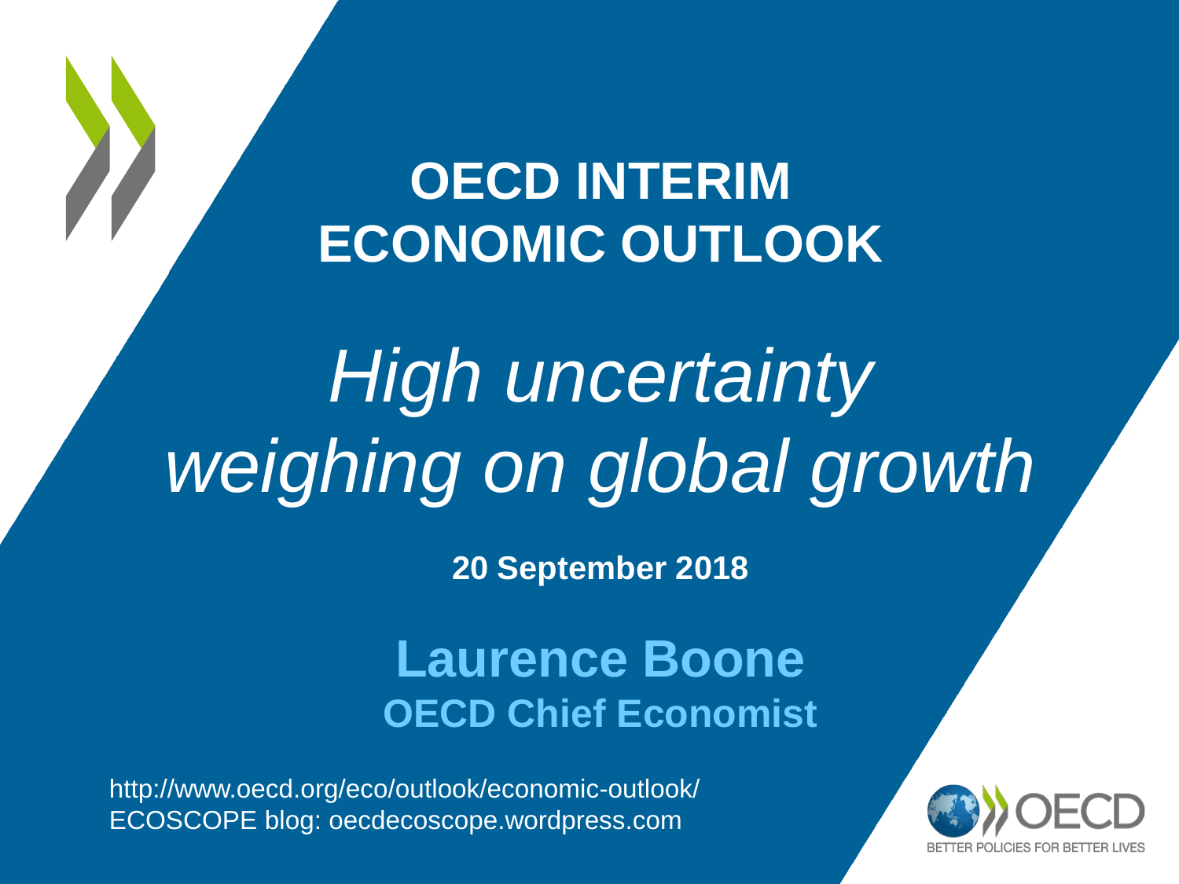# OECD INTERIM ECONOMIC OUTLOOK

## *High uncertainty weighing on global growth*

**20 September 2018**

**Laurence Boone**
**OECD Chief Economist**

http://www.oecd.org/eco/outlook/economic-outlook/
ECOSCOPE blog: oecdecoscope.wordpress.com

OECD
BETTER POLICIES FOR BETTER LIVES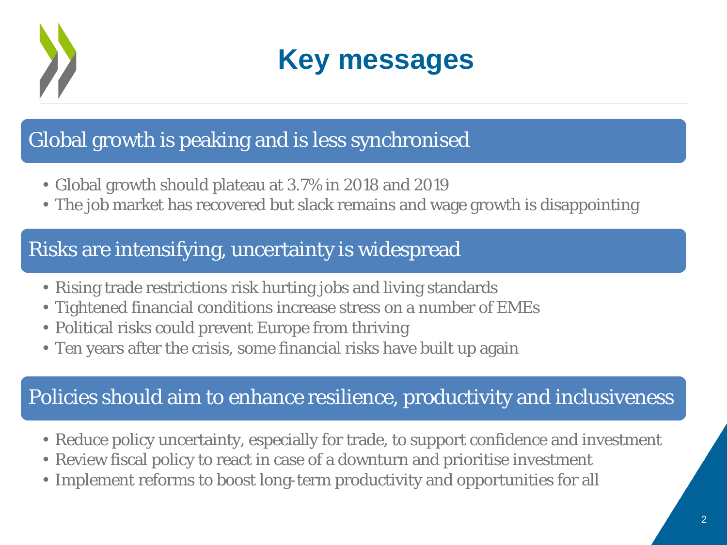# Key messages

## Global growth is peaking and is less synchronised

- Global growth should plateau at 3.7% in 2018 and 2019
- The job market has recovered but slack remains and wage growth is disappointing

## Risks are intensifying, uncertainty is widespread

- Rising trade restrictions risk hurting jobs and living standards
- Tightened financial conditions increase stress on a number of EMEs
- Political risks could prevent Europe from thriving
- Ten years after the crisis, some financial risks have built up again

## Policies should aim to enhance resilience, productivity and inclusiveness

- Reduce policy uncertainty, especially for trade, to support confidence and investment
- Review fiscal policy to react in case of a downturn and prioritise investment
- Implement reforms to boost long-term productivity and opportunities for all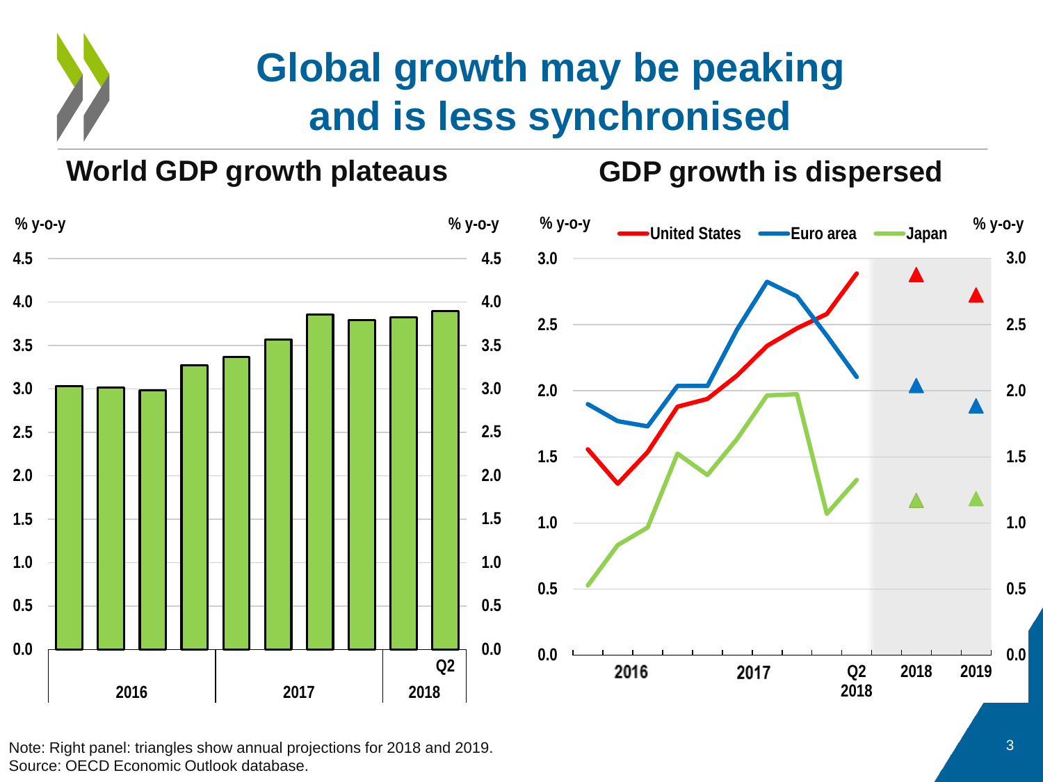# Global growth may be peaking and is less synchronised

## World GDP growth plateaus

% y-o-y

| Period | % y-o-y |
|---|---|
| 2016 Q1 | 3.0 |
| 2016 Q2 | 3.0 |
| 2016 Q3 | 3.0 |
| 2016 Q4 | 3.3 |
| 2017 Q1 | 3.4 |
| 2017 Q2 | 3.6 |
| 2017 Q3 | 3.9 |
| 2017 Q4 | 3.8 |
| 2018 Q1 | 3.8 |
| 2018 Q2 | 3.9 |

## GDP growth is dispersed

% y-o-y

United States, Euro area, Japan

Note: Right panel: triangles show annual projections for 2018 and 2019.
Source: OECD Economic Outlook database.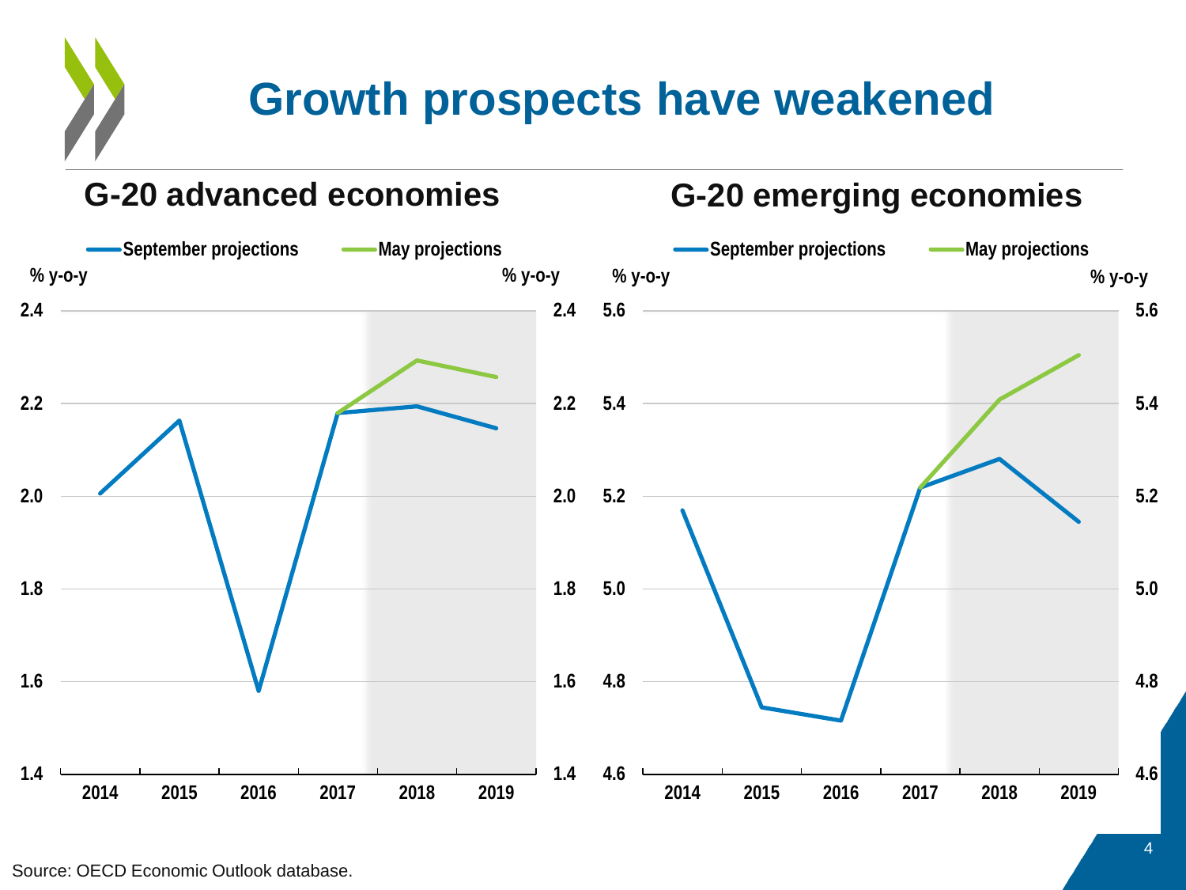# Growth prospects have weakened

## G-20 advanced economies

September projections | May projections

% y-o-y

## G-20 emerging economies

September projections | May projections

% y-o-y

Source: OECD Economic Outlook database.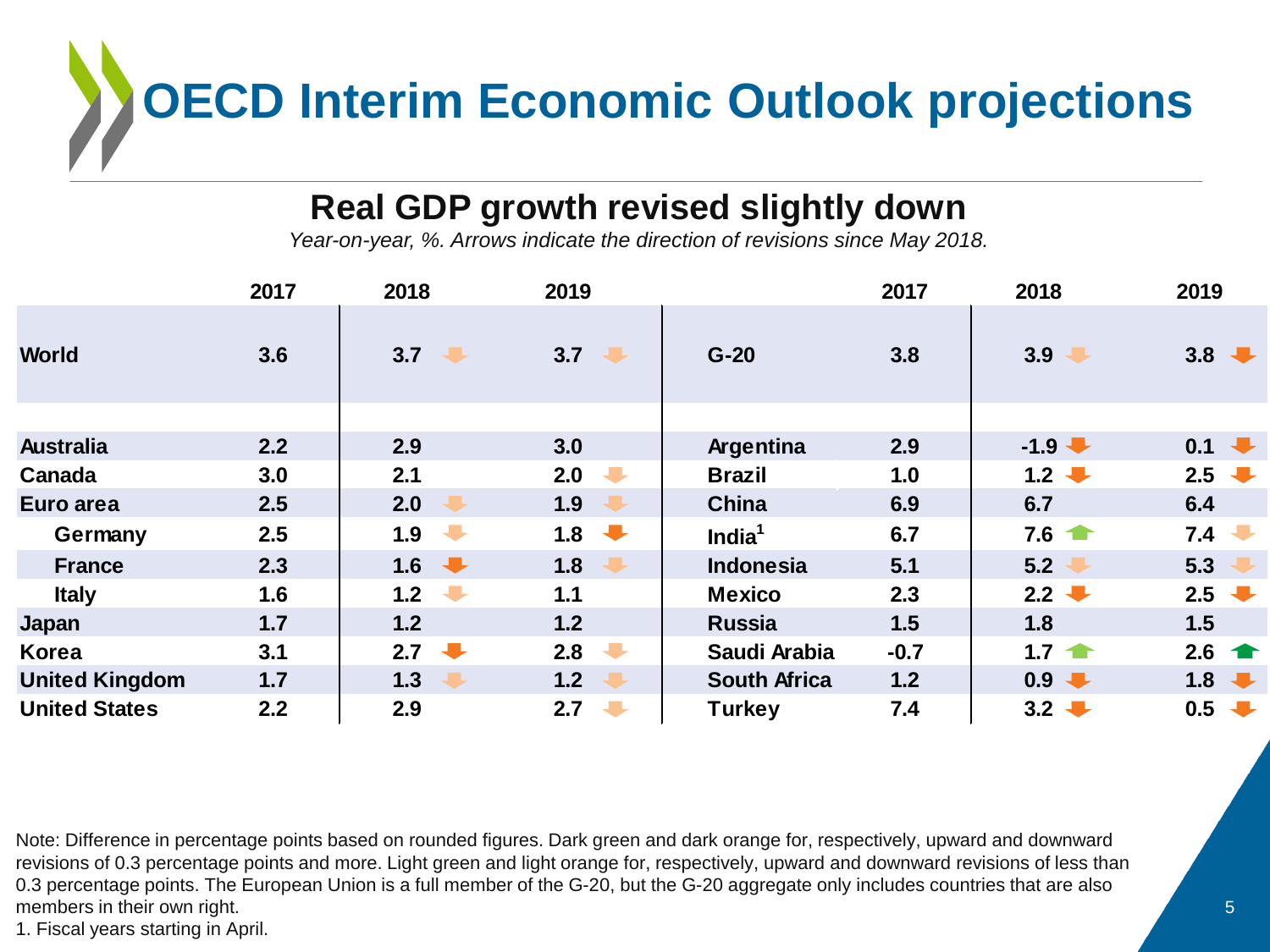# OECD Interim Economic Outlook projections

## Real GDP growth revised slightly down

*Year-on-year, %. Arrows indicate the direction of revisions since May 2018.*

| | 2017 | 2018 | 2019 | | 2017 | 2018 | 2019 |
|---|---|---|---|---|---|---|---|
| **World** | 3.6 | 3.7 ↓ | 3.7 ↓ | **G-20** | 3.8 | 3.9 ↓ | 3.8 ↓ |
| **Australia** | 2.2 | 2.9 | 3.0 | **Argentina** | 2.9 | -1.9 ↓ | 0.1 ↓ |
| **Canada** | 3.0 | 2.1 | 2.0 ↓ | **Brazil** | 1.0 | 1.2 ↓ | 2.5 ↓ |
| **Euro area** | 2.5 | 2.0 ↓ | 1.9 ↓ | **China** | 6.9 | 6.7 | 6.4 |
| **Germany** | 2.5 | 1.9 ↓ | 1.8 ↓ | **India**[1] | 6.7 | 7.6 ↑ | 7.4 ↓ |
| **France** | 2.3 | 1.6 ↓ | 1.8 ↓ | **Indonesia** | 5.1 | 5.2 ↓ | 5.3 ↓ |
| **Italy** | 1.6 | 1.2 ↓ | 1.1 | **Mexico** | 2.3 | 2.2 ↓ | 2.5 ↓ |
| **Japan** | 1.7 | 1.2 | 1.2 | **Russia** | 1.5 | 1.8 | 1.5 |
| **Korea** | 3.1 | 2.7 ↓ | 2.8 ↓ | **Saudi Arabia** | -0.7 | 1.7 ↑ | 2.6 ↑ |
| **United Kingdom** | 1.7 | 1.3 ↓ | 1.2 ↓ | **South Africa** | 1.2 | 0.9 ↓ | 1.8 ↓ |
| **United States** | 2.2 | 2.9 | 2.7 ↓ | **Turkey** | 7.4 | 3.2 ↓ | 0.5 ↓ |

Note: Difference in percentage points based on rounded figures. Dark green and dark orange for, respectively, upward and downward revisions of 0.3 percentage points and more. Light green and light orange for, respectively, upward and downward revisions of less than 0.3 percentage points. The European Union is a full member of the G-20, but the G-20 aggregate only includes countries that are also members in their own right.

1. Fiscal years starting in April.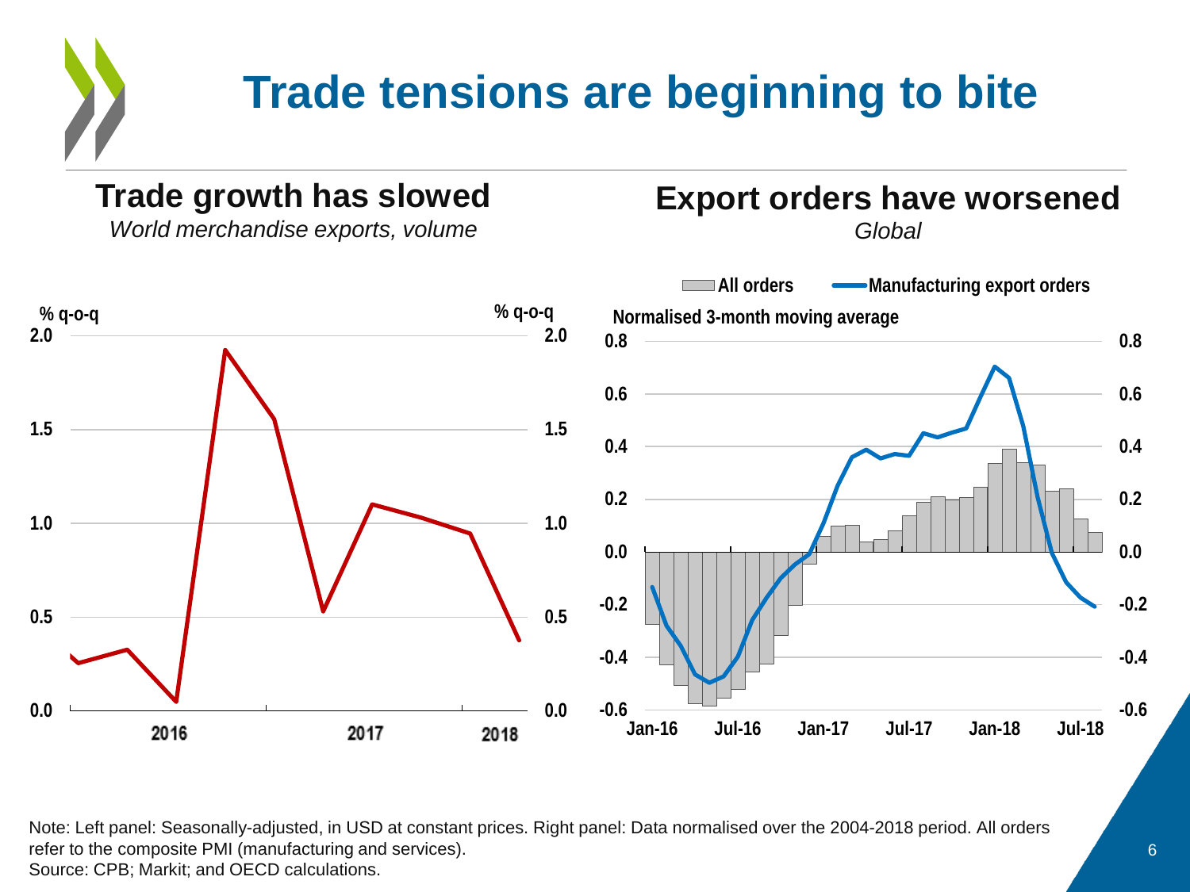# Trade tensions are beginning to bite

## Trade growth has slowed

*World merchandise exports, volume*

% q-o-q

## Export orders have worsened

*Global*

All orders | Manufacturing export orders

Normalised 3-month moving average

Note: Left panel: Seasonally-adjusted, in USD at constant prices. Right panel: Data normalised over the 2004-2018 period. All orders refer to the composite PMI (manufacturing and services).
Source: CPB; Markit; and OECD calculations.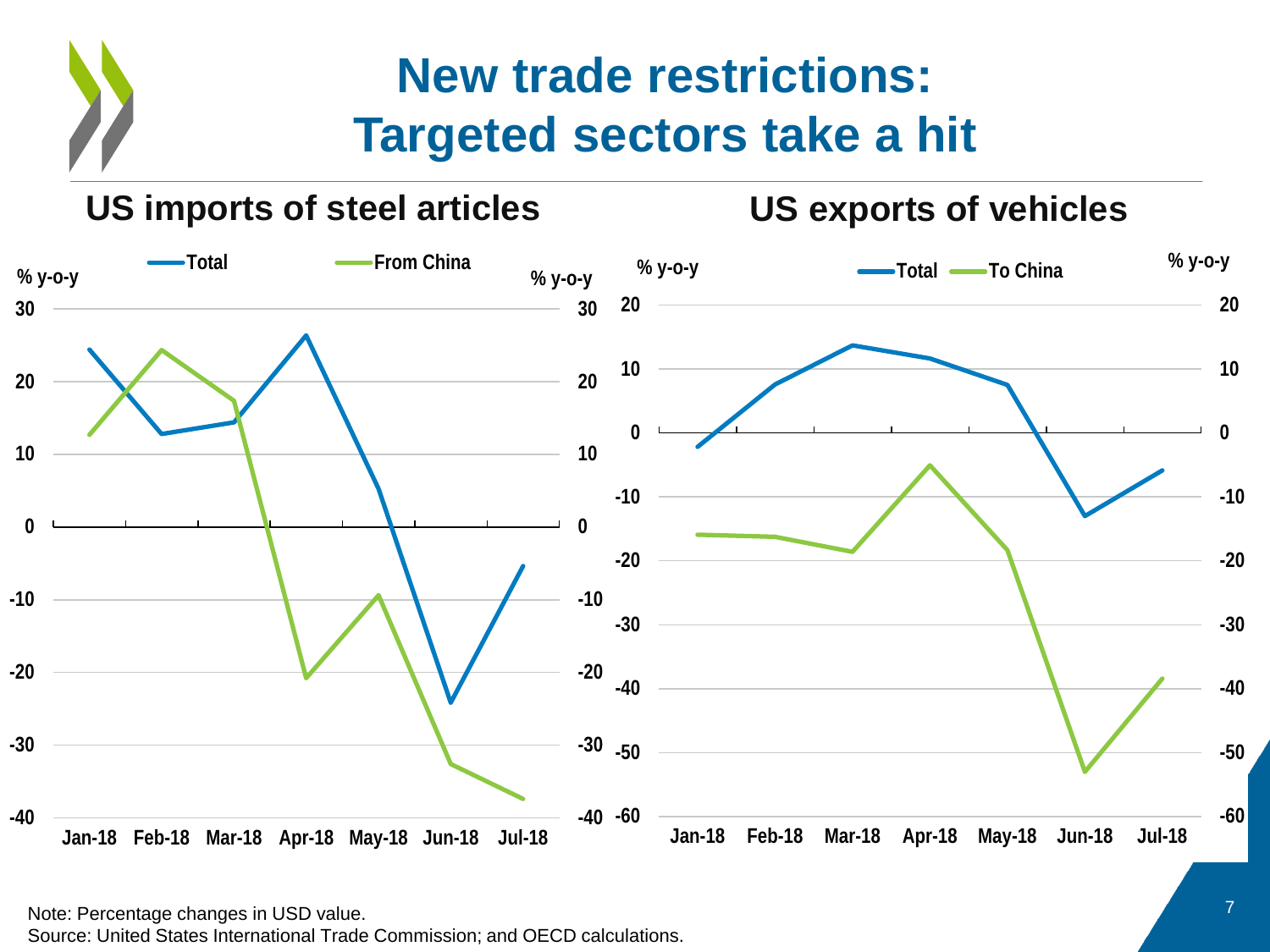# New trade restrictions: Targeted sectors take a hit

## US imports of steel articles

% y-o-y

Total — From China

Jan-18, Feb-18, Mar-18, Apr-18, May-18, Jun-18, Jul-18

## US exports of vehicles

% y-o-y

Total — To China

Jan-18, Feb-18, Mar-18, Apr-18, May-18, Jun-18, Jul-18

Note: Percentage changes in USD value.
Source: United States International Trade Commission; and OECD calculations.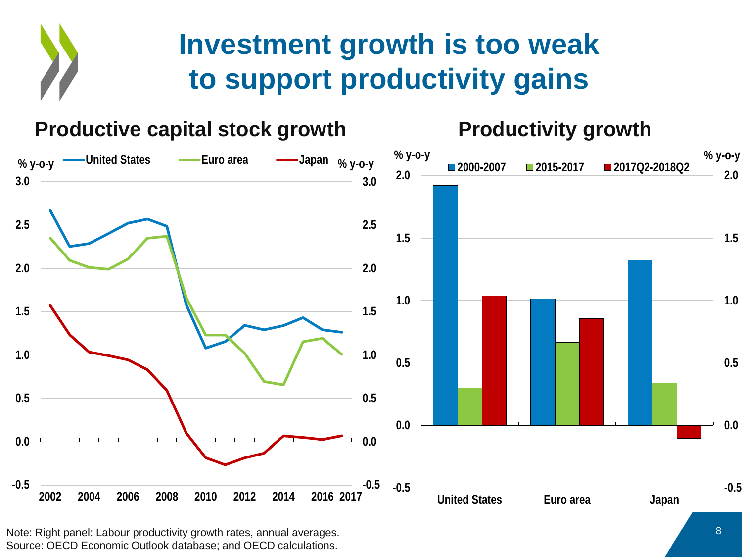# Investment growth is too weak to support productivity gains

## Productive capital stock growth

% y-o-y — United States, Euro area, Japan

## Productivity growth

% y-o-y — 2000-2007, 2015-2017, 2017Q2-2018Q2

Note: Right panel: Labour productivity growth rates, annual averages.
Source: OECD Economic Outlook database; and OECD calculations.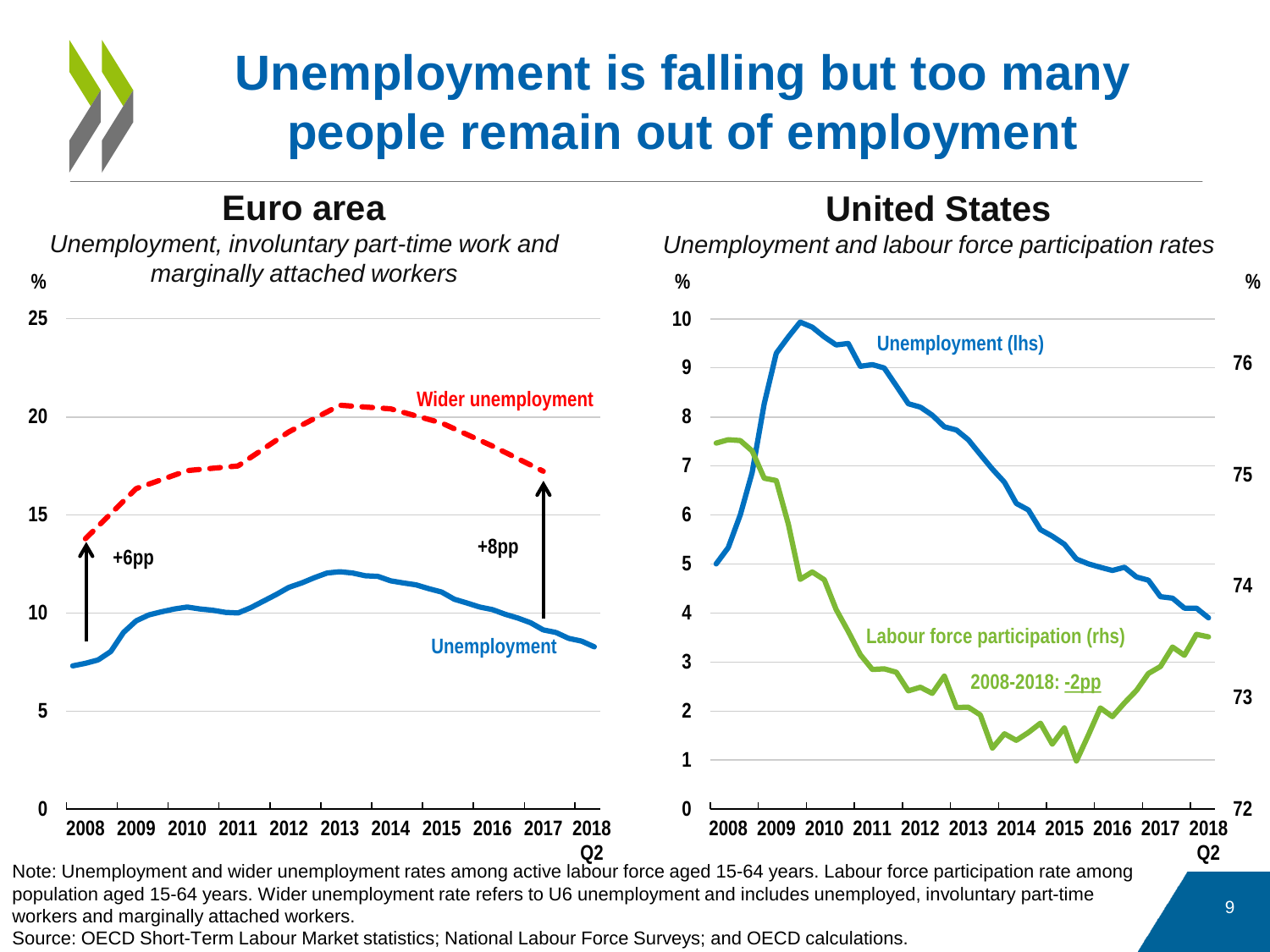# Unemployment is falling but too many people remain out of employment

## Euro area

*Unemployment, involuntary part-time work and marginally attached workers*

%

25
20
15
10
5
0

Wider unemployment

+6pp

+8pp

Unemployment

2008 2009 2010 2011 2012 2013 2014 2015 2016 2017 2018 Q2

## United States

*Unemployment and labour force participation rates*

% %

10 9 8 7 6 5 4 3 2 1 0

76 75 74 73 72

Unemployment (lhs)

Labour force participation (rhs)

2008-2018: -2pp

2008 2009 2010 2011 2012 2013 2014 2015 2016 2017 2018 Q2

Note: Unemployment and wider unemployment rates among active labour force aged 15-64 years. Labour force participation rate among population aged 15-64 years. Wider unemployment rate refers to U6 unemployment and includes unemployed, involuntary part-time workers and marginally attached workers.

Source: OECD Short-Term Labour Market statistics; National Labour Force Surveys; and OECD calculations.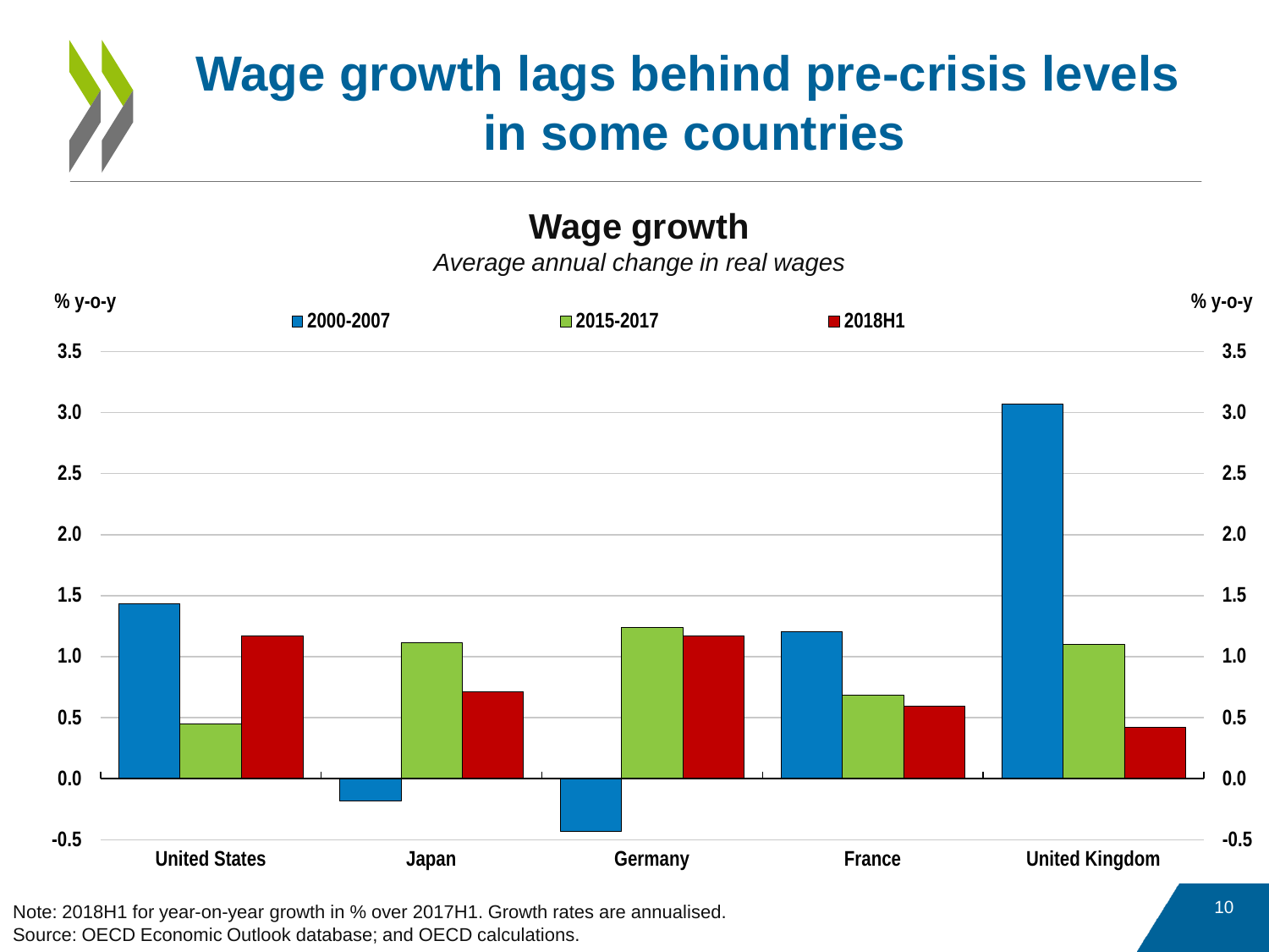# Wage growth lags behind pre-crisis levels in some countries

## Wage growth

*Average annual change in real wages*

% y-o-y

■ 2000-2007 ■ 2015-2017 ■ 2018H1

Note: 2018H1 for year-on-year growth in % over 2017H1. Growth rates are annualised.
Source: OECD Economic Outlook database; and OECD calculations.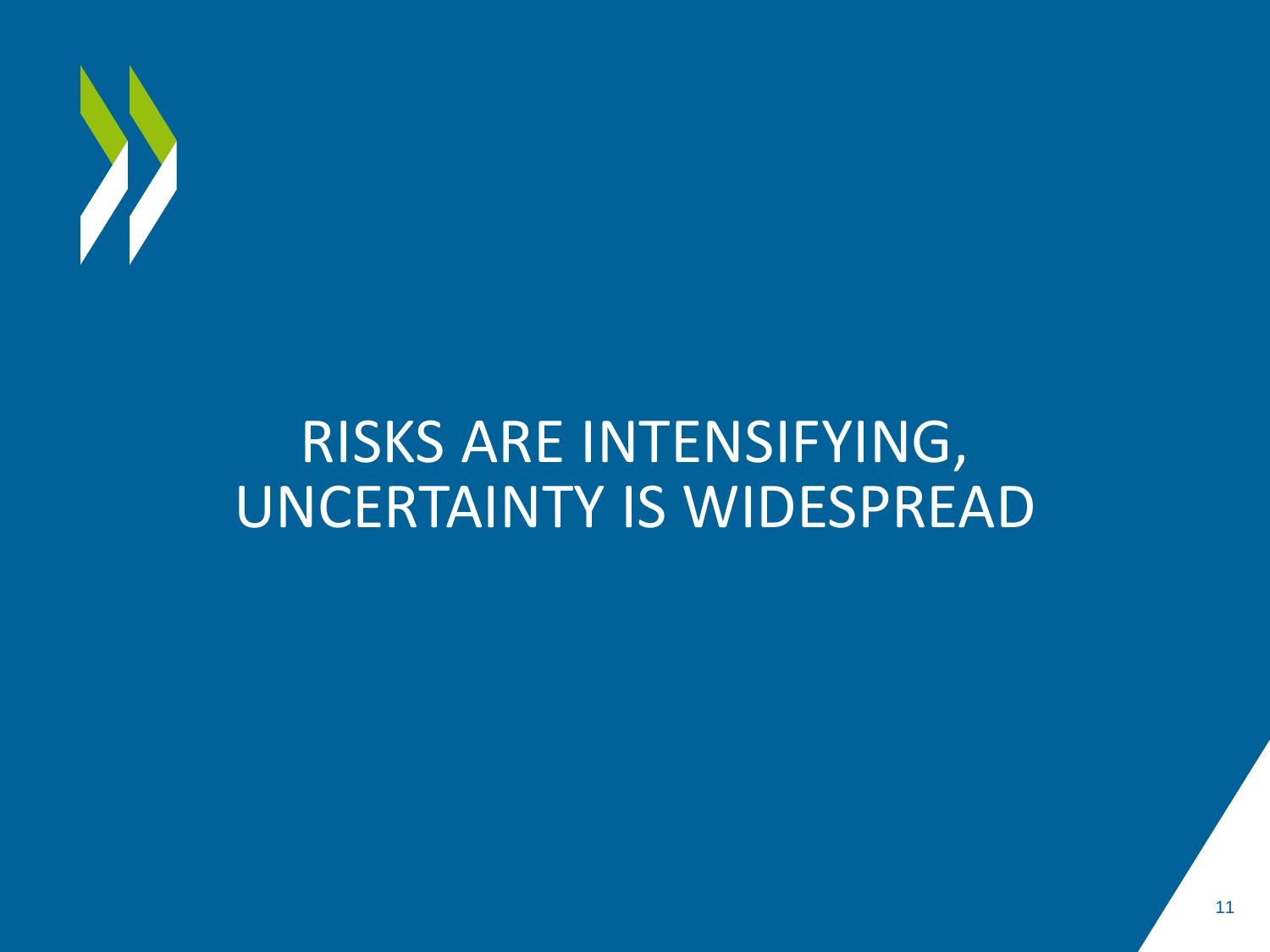# RISKS ARE INTENSIFYING, UNCERTAINTY IS WIDESPREAD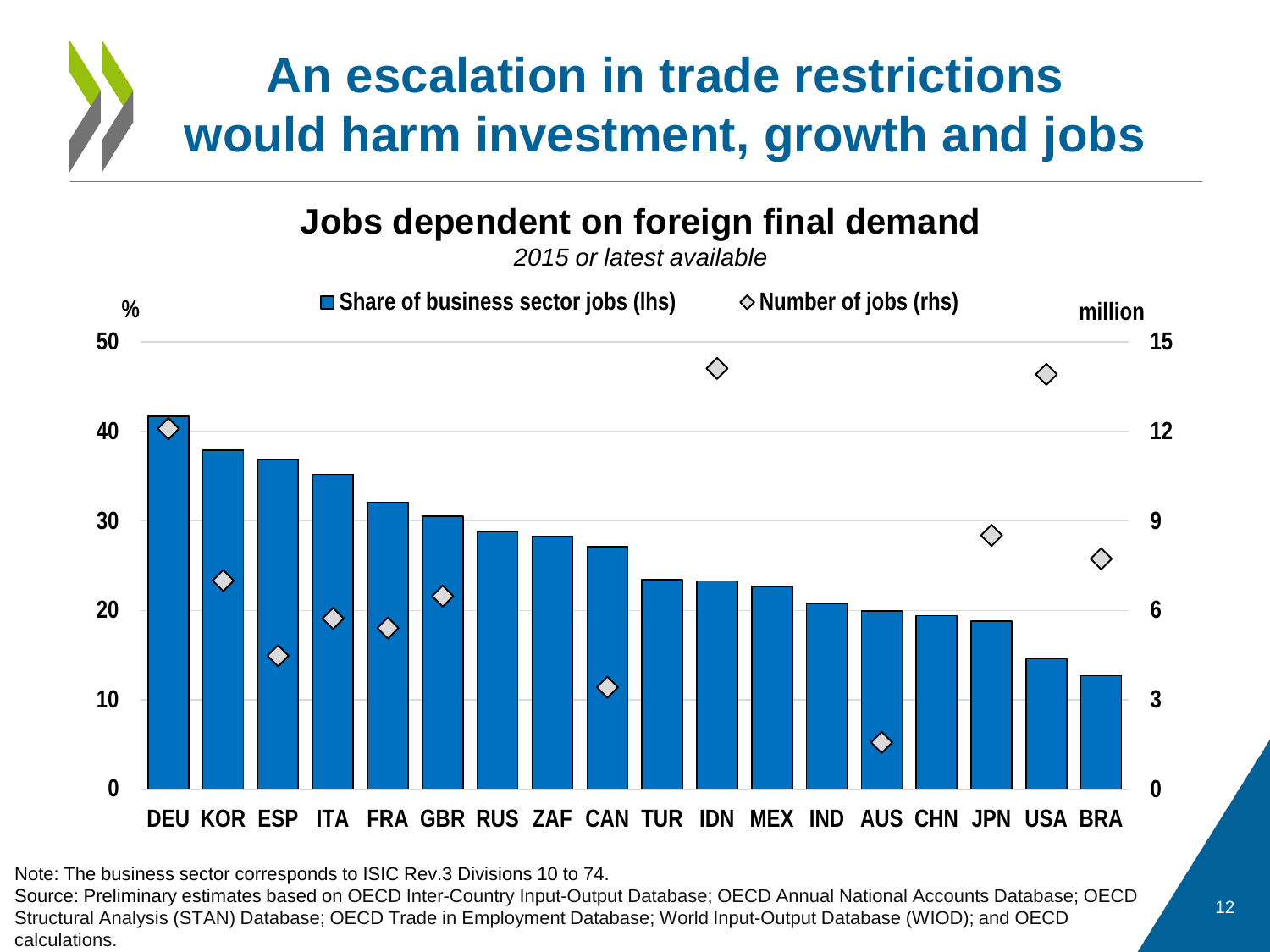# An escalation in trade restrictions would harm investment, growth and jobs

## Jobs dependent on foreign final demand

*2015 or latest available*

■ Share of business sector jobs (lhs) ◇ Number of jobs (rhs)

% million

50 15

40 12

30 9

20 6

10 3

0 0

DEU KOR ESP ITA FRA GBR RUS ZAF CAN TUR IDN MEX IND AUS CHN JPN USA BRA

Note: The business sector corresponds to ISIC Rev.3 Divisions 10 to 74.

Source: Preliminary estimates based on OECD Inter-Country Input-Output Database; OECD Annual National Accounts Database; OECD Structural Analysis (STAN) Database; OECD Trade in Employment Database; World Input-Output Database (WIOD); and OECD calculations.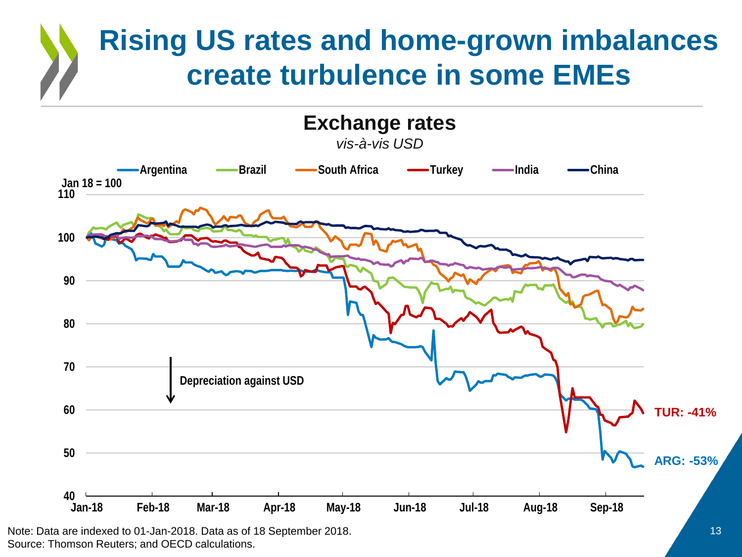# Rising US rates and home-grown imbalances create turbulence in some EMEs

## Exchange rates

*vis-à-vis USD*

Jan 18 = 100

Argentina, Brazil, South Africa, Turkey, India, China

Depreciation against USD

TUR: -41%

ARG: -53%

Note: Data are indexed to 01-Jan-2018. Data as of 18 September 2018.
Source: Thomson Reuters; and OECD calculations.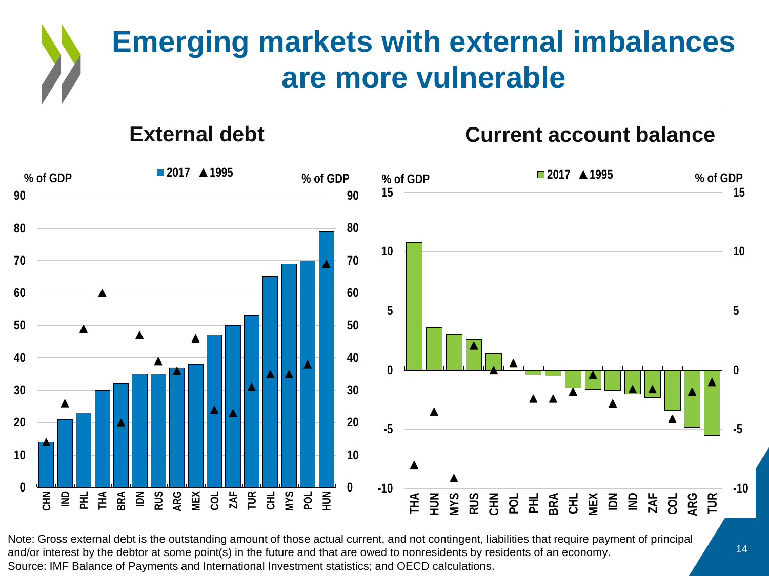# Emerging markets with external imbalances are more vulnerable

## External debt

% of GDP

■ 2017 ▲ 1995

| Country | 2017 | 1995 |
|---|---|---|
| CHN | 14 | 14 |
| IND | 21 | 26 |
| PHL | 23 | 49 |
| THA | 30 | 60 |
| BRA | 32 | 20 |
| IDN | 35 | 47 |
| RUS | 35 | 39 |
| ARG | 37 | 36 |
| MEX | 38 | 46 |
| COL | 47 | 24 |
| ZAF | 50 | 23 |
| TUR | 53 | 31 |
| CHL | 65 | 35 |
| MYS | 69 | 35 |
| POL | 70 | 38 |
| HUN | 79 | 69 |

## Current account balance

% of GDP

■ 2017 ▲ 1995

| Country | 2017 | 1995 |
|---|---|---|
| THA | 10.8 | -8.0 |
| HUN | 3.6 | -3.5 |
| MYS | 3.0 | -9.1 |
| RUS | 2.6 | 2.1 |
| CHN | 1.4 | 0.0 |
| POL | 0.0 | 0.6 |
| PHL | -0.4 | -2.4 |
| BRA | -0.5 | -2.4 |
| CHL | -1.5 | -1.8 |
| MEX | -1.6 | -0.4 |
| IDN | -1.7 | -2.8 |
| IND | -2.0 | -1.6 |
| ZAF | -2.3 | -1.6 |
| COL | -3.4 | -4.1 |
| ARG | -4.8 | -1.8 |
| TUR | -5.5 | -1.0 |

Note: Gross external debt is the outstanding amount of those actual current, and not contingent, liabilities that require payment of principal and/or interest by the debtor at some point(s) in the future and that are owed to nonresidents by residents of an economy.

Source: IMF Balance of Payments and International Investment statistics; and OECD calculations.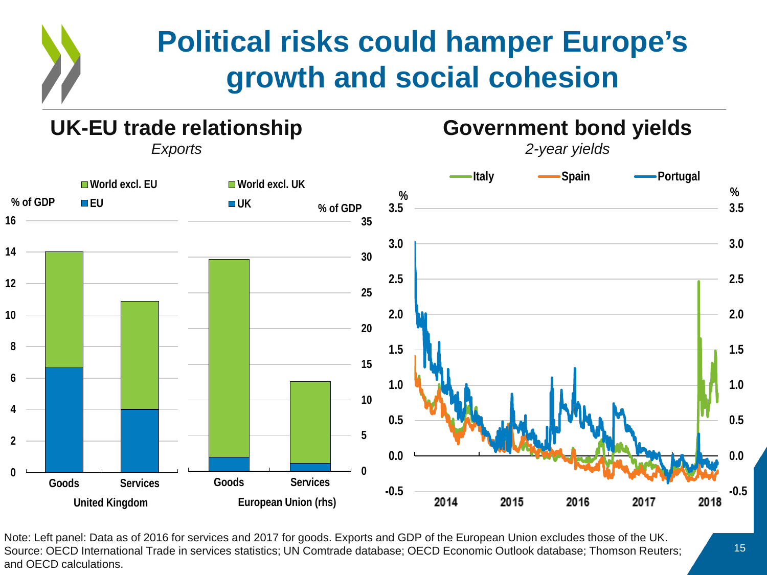# Political risks could hamper Europe's growth and social cohesion

## UK-EU trade relationship

*Exports*

## Government bond yields

*2-year yields*

Note: Left panel: Data as of 2016 for services and 2017 for goods. Exports and GDP of the European Union excludes those of the UK.
Source: OECD International Trade in services statistics; UN Comtrade database; OECD Economic Outlook database; Thomson Reuters; and OECD calculations.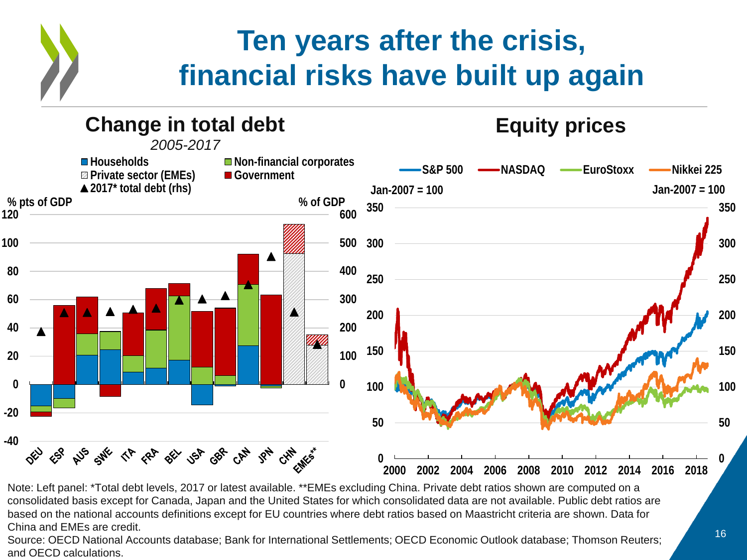# Ten years after the crisis, financial risks have built up again

## Change in total debt

*2005-2017*

- Households
- Non-financial corporates
- Private sector (EMEs)
- Government
- ▲ 2017* total debt (rhs)

% pts of GDP — % of GDP

DEU, ESP, AUS, SWE, ITA, FRA, BEL, USA, GBR, CAN, JPN, CHN, EMEs**

## Equity prices

S&P 500 — NASDAQ — EuroStoxx — Nikkei 225

Jan-2007 = 100

Note: Left panel: *Total debt levels, 2017 or latest available. **EMEs excluding China. Private debt ratios shown are computed on a consolidated basis except for Canada, Japan and the United States for which consolidated data are not available. Public debt ratios are based on the national accounts definitions except for EU countries where debt ratios based on Maastricht criteria are shown. Data for China and EMEs are credit.

Source: OECD National Accounts database; Bank for International Settlements; OECD Economic Outlook database; Thomson Reuters; and OECD calculations.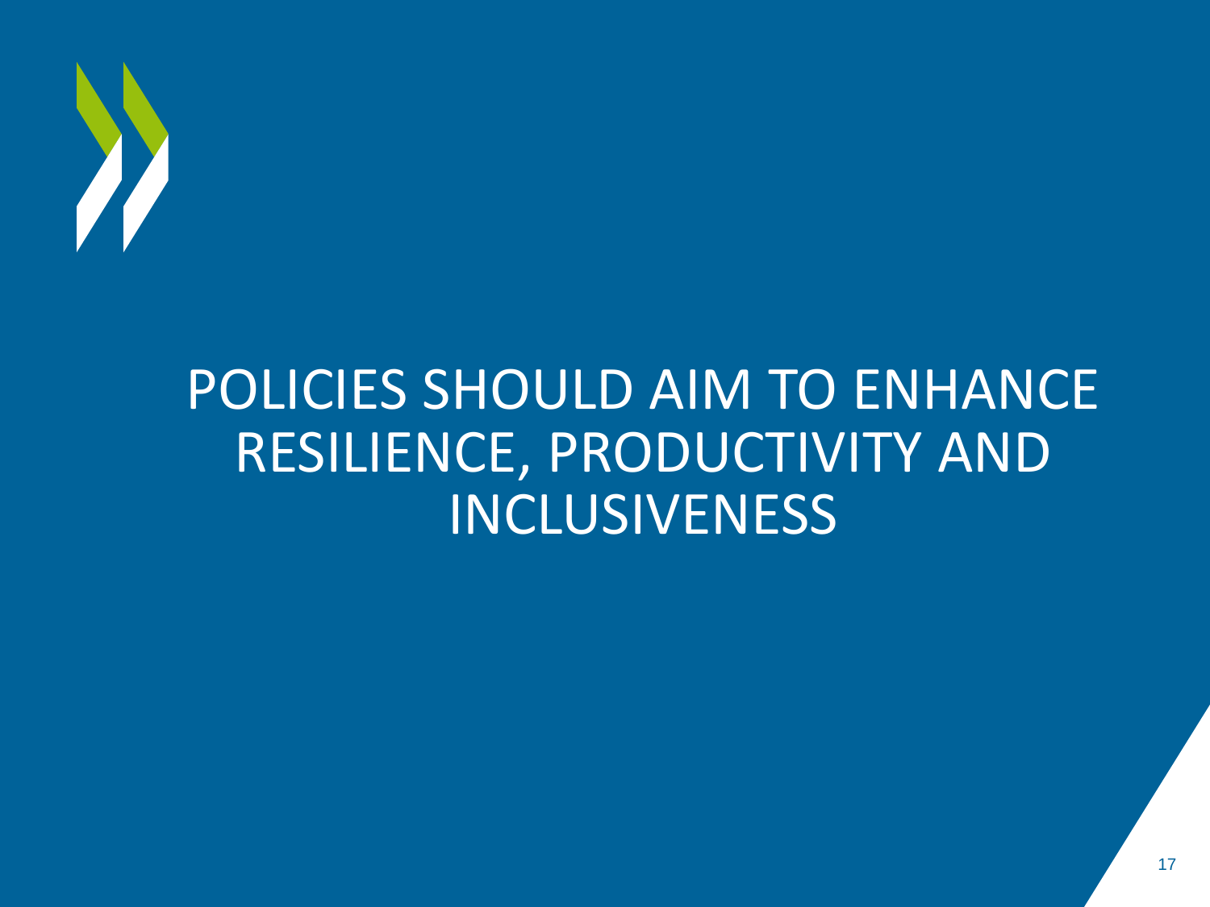# POLICIES SHOULD AIM TO ENHANCE RESILIENCE, PRODUCTIVITY AND INCLUSIVENESS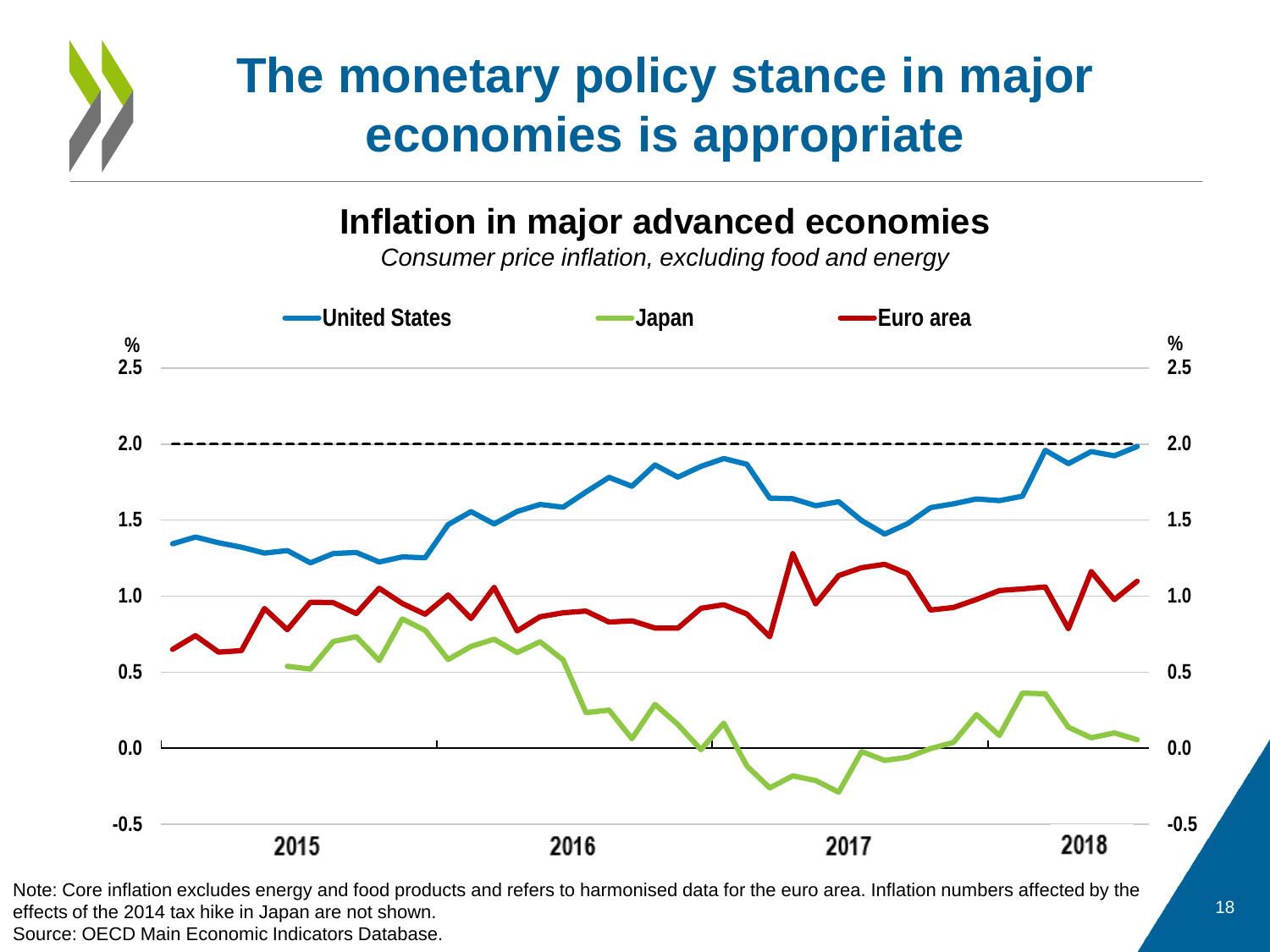# The monetary policy stance in major economies is appropriate

## Inflation in major advanced economies

*Consumer price inflation, excluding food and energy*

Note: Core inflation excludes energy and food products and refers to harmonised data for the euro area. Inflation numbers affected by the effects of the 2014 tax hike in Japan are not shown.
Source: OECD Main Economic Indicators Database.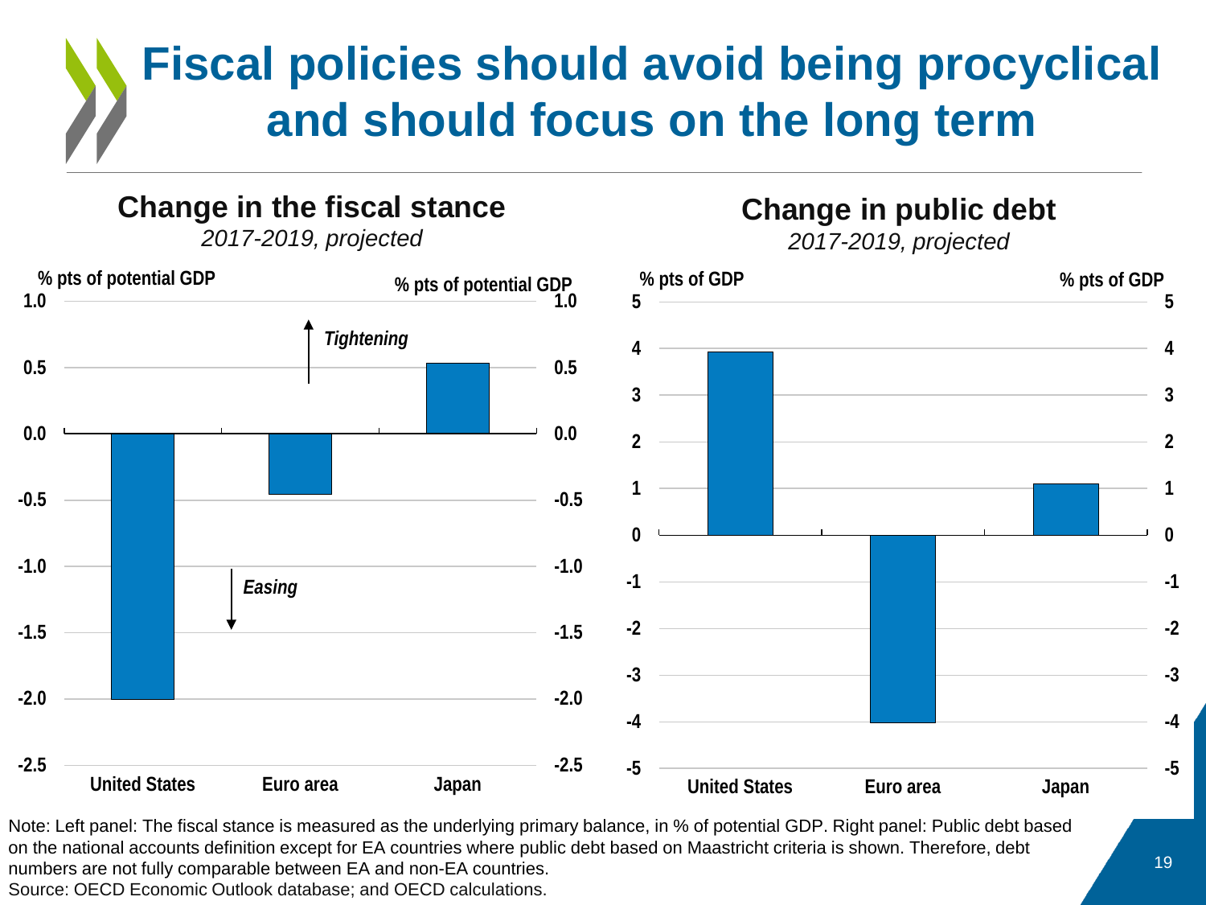# Fiscal policies should avoid being procyclical and should focus on the long term

## Change in the fiscal stance

*2017-2019, projected*

% pts of potential GDP

| | Change in fiscal stance |
|---|---|
| United States | -2.0 |
| Euro area | -0.45 |
| Japan | 0.53 |

*Tightening* ↑ / *Easing* ↓

## Change in public debt

*2017-2019, projected*

% pts of GDP

| | Change in public debt |
|---|---|
| United States | 3.9 |
| Euro area | -4.0 |
| Japan | 1.1 |

Note: Left panel: The fiscal stance is measured as the underlying primary balance, in % of potential GDP. Right panel: Public debt based on the national accounts definition except for EA countries where public debt based on Maastricht criteria is shown. Therefore, debt numbers are not fully comparable between EA and non-EA countries.

Source: OECD Economic Outlook database; and OECD calculations.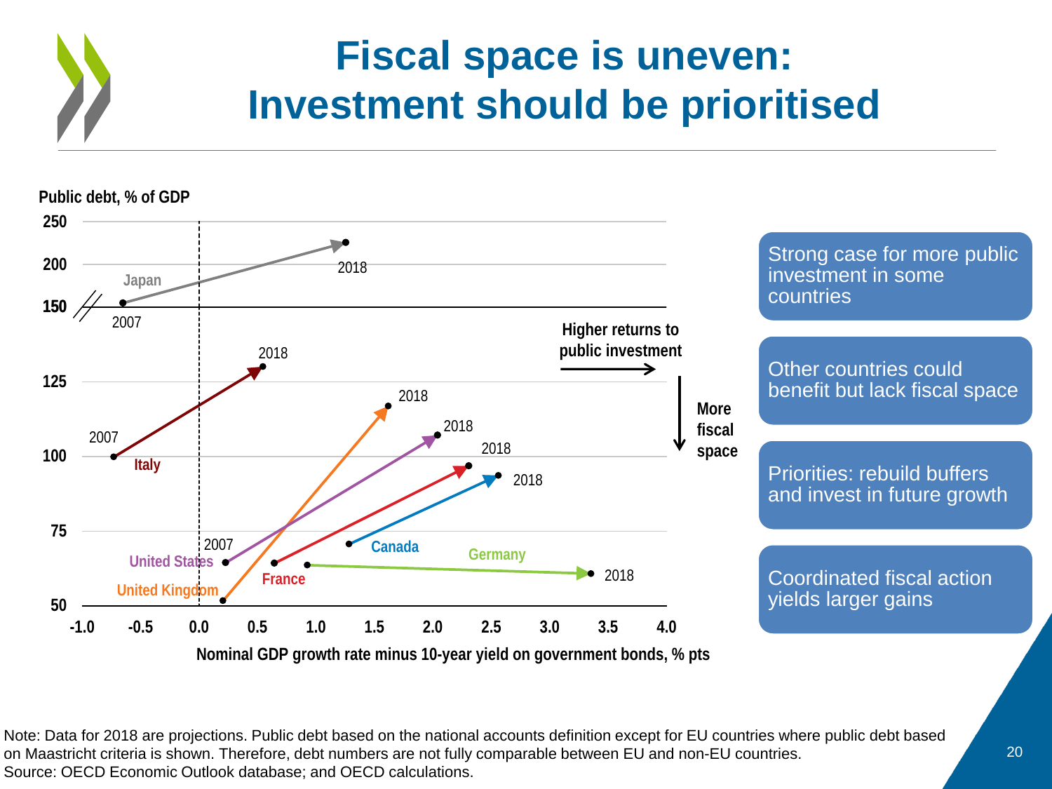# Fiscal space is uneven: Investment should be prioritised

Public debt, % of GDP

Nominal GDP growth rate minus 10-year yield on government bonds, % pts

Higher returns to public investment

More fiscal space

- Strong case for more public investment in some countries
- Other countries could benefit but lack fiscal space
- Priorities: rebuild buffers and invest in future growth
- Coordinated fiscal action yields larger gains

Note: Data for 2018 are projections. Public debt based on the national accounts definition except for EU countries where public debt based on Maastricht criteria is shown. Therefore, debt numbers are not fully comparable between EU and non-EU countries.
Source: OECD Economic Outlook database; and OECD calculations.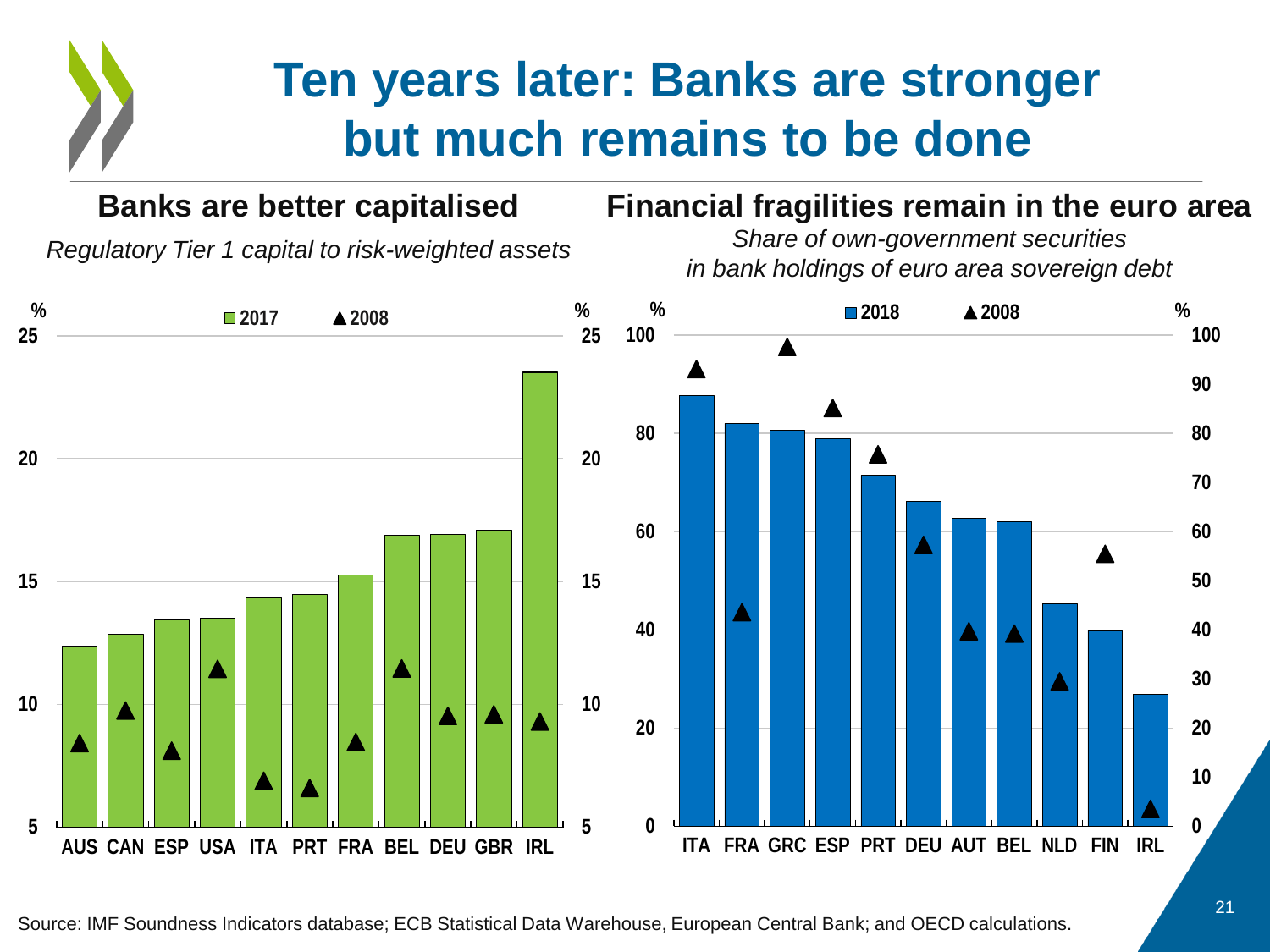# Ten years later: Banks are stronger but much remains to be done

## Banks are better capitalised

*Regulatory Tier 1 capital to risk-weighted assets*

% — 2017 (bars), 2008 (triangles)

AUS, CAN, ESP, USA, ITA, PRT, FRA, BEL, DEU, GBR, IRL

## Financial fragilities remain in the euro area

*Share of own-government securities in bank holdings of euro area sovereign debt*

% — 2018 (bars), 2008 (triangles)

ITA, FRA, GRC, ESP, PRT, DEU, AUT, BEL, NLD, FIN, IRL

Source: IMF Soundness Indicators database; ECB Statistical Data Warehouse, European Central Bank; and OECD calculations.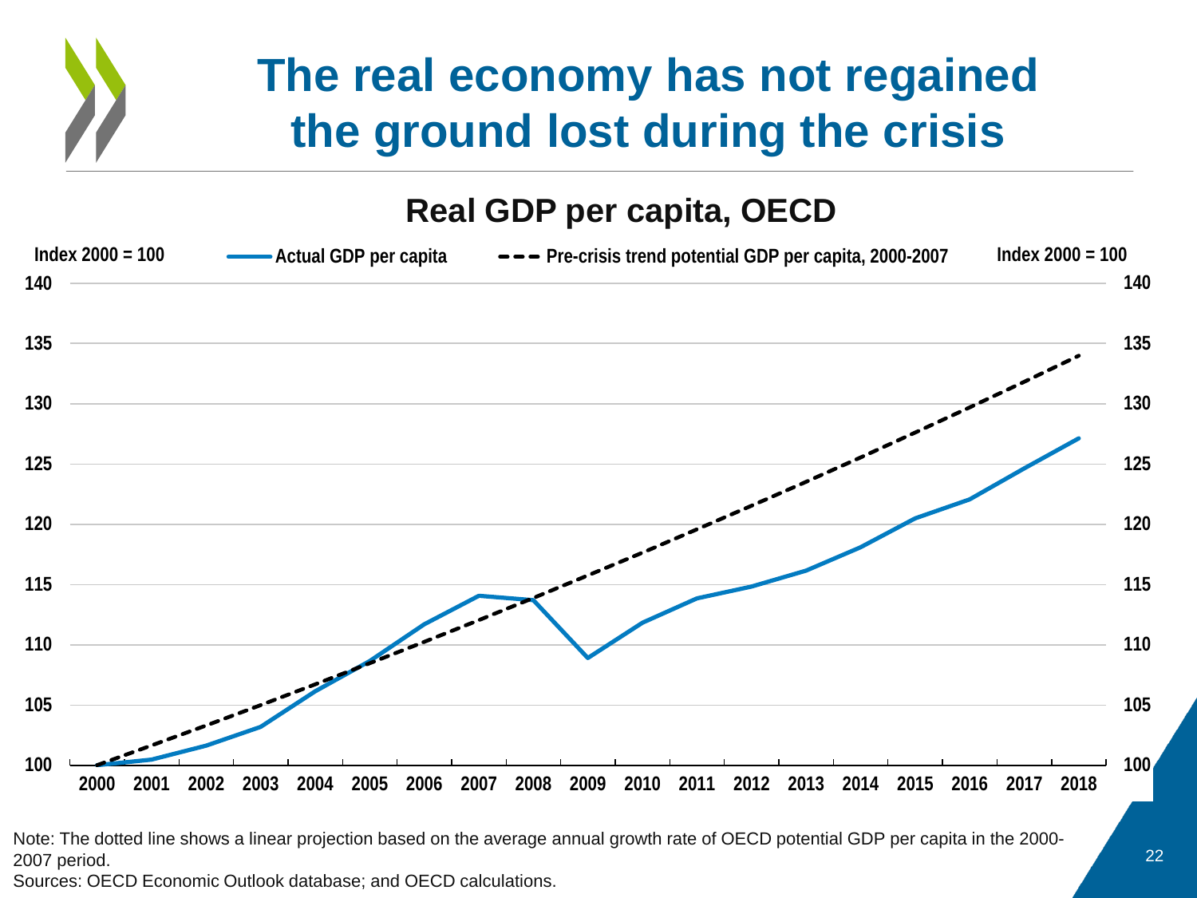# The real economy has not regained the ground lost during the crisis

## Real GDP per capita, OECD

Index 2000 = 100 — Actual GDP per capita — Pre-crisis trend potential GDP per capita, 2000-2007 — Index 2000 = 100

Note: The dotted line shows a linear projection based on the average annual growth rate of OECD potential GDP per capita in the 2000-2007 period.

Sources: OECD Economic Outlook database; and OECD calculations.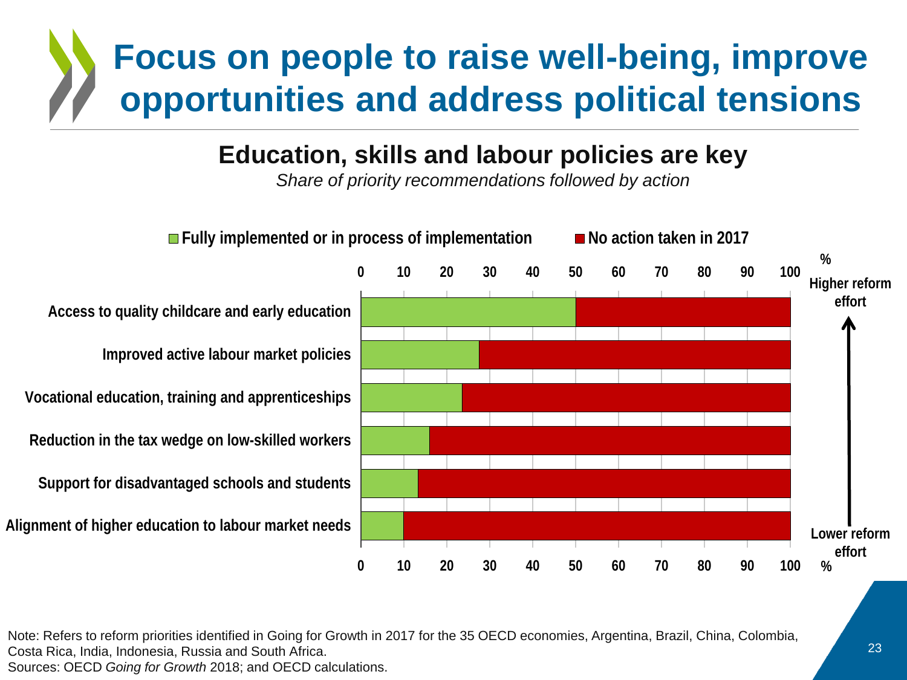# Focus on people to raise well-being, improve opportunities and address political tensions

## Education, skills and labour policies are key

*Share of priority recommendations followed by action*

Fully implemented or in process of implementation | No action taken in 2017

| | Fully implemented or in process of implementation (%) | No action taken in 2017 (%) |
|---|---|---|
| Access to quality childcare and early education | 50 | 50 |
| Improved active labour market policies | 27 | 73 |
| Vocational education, training and apprenticeships | 24 | 76 |
| Reduction in the tax wedge on low-skilled workers | 16 | 84 |
| Support for disadvantaged schools and students | 13 | 87 |
| Alignment of higher education to labour market needs | 10 | 90 |

Higher reform effort ↑ Lower reform effort

Note: Refers to reform priorities identified in Going for Growth in 2017 for the 35 OECD economies, Argentina, Brazil, China, Colombia, Costa Rica, India, Indonesia, Russia and South Africa.
Sources: OECD *Going for Growth* 2018; and OECD calculations.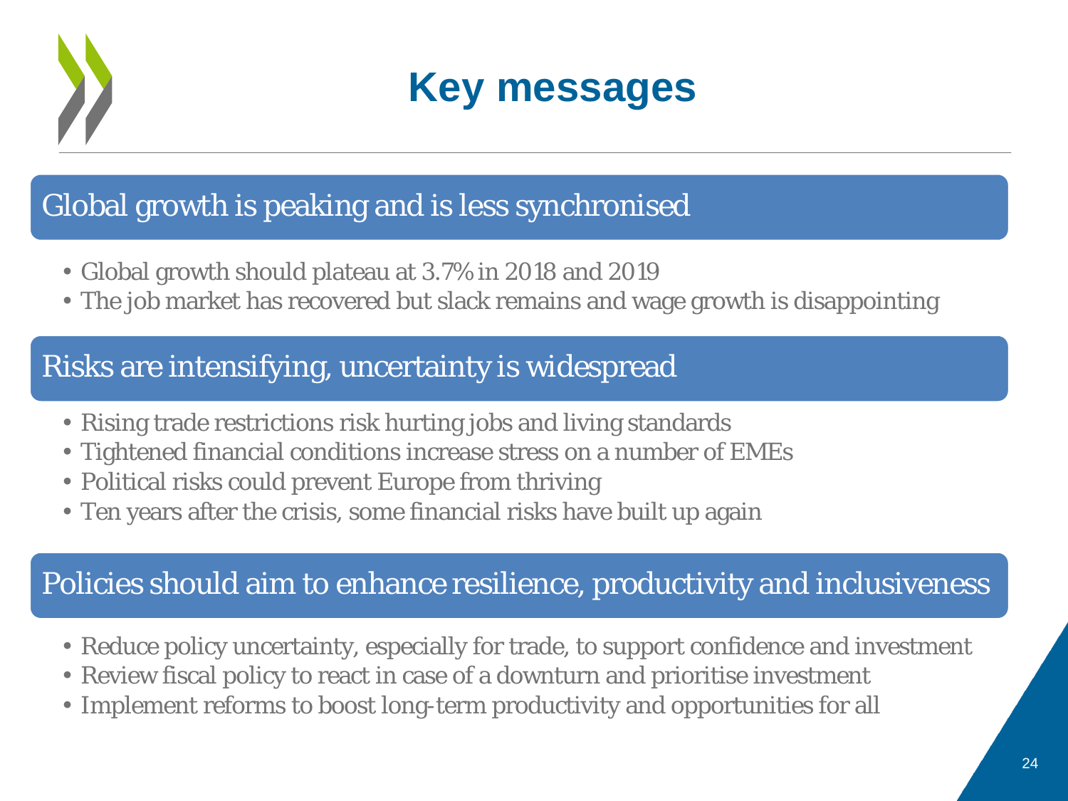# Key messages

## Global growth is peaking and is less synchronised

- Global growth should plateau at 3.7% in 2018 and 2019
- The job market has recovered but slack remains and wage growth is disappointing

## Risks are intensifying, uncertainty is widespread

- Rising trade restrictions risk hurting jobs and living standards
- Tightened financial conditions increase stress on a number of EMEs
- Political risks could prevent Europe from thriving
- Ten years after the crisis, some financial risks have built up again

## Policies should aim to enhance resilience, productivity and inclusiveness

- Reduce policy uncertainty, especially for trade, to support confidence and investment
- Review fiscal policy to react in case of a downturn and prioritise investment
- Implement reforms to boost long-term productivity and opportunities for all